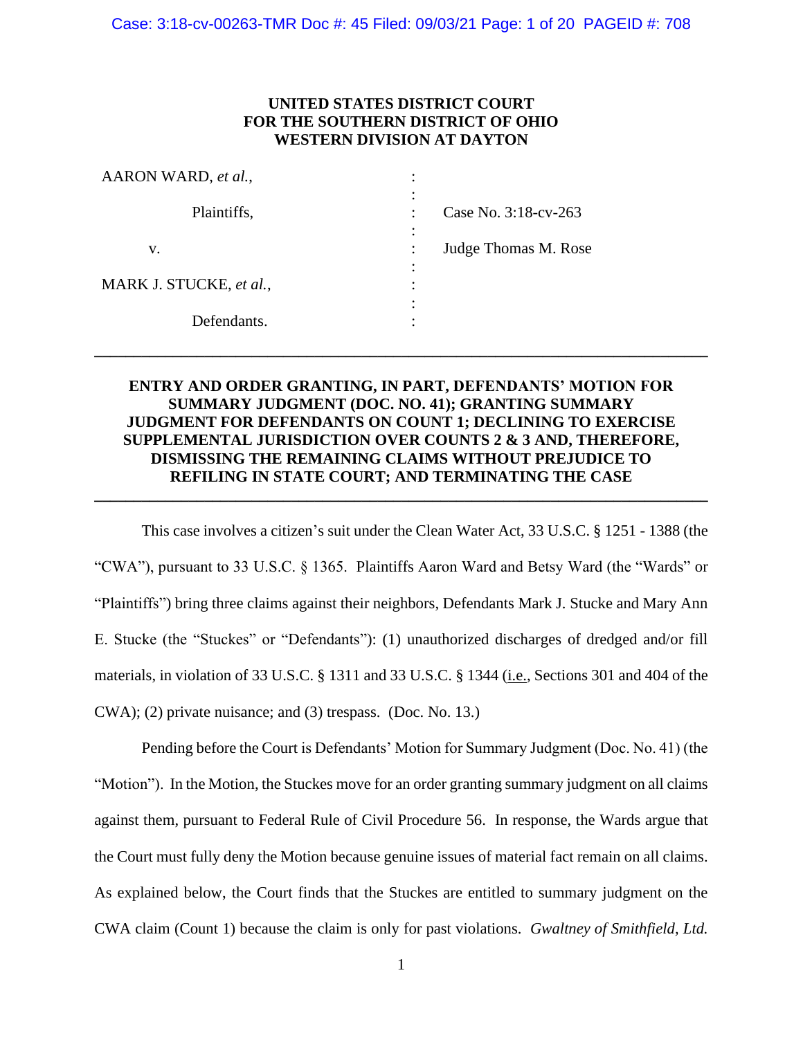**UNITED STATES DISTRICT COURT**
**FOR THE SOUTHERN DISTRICT OF OHIO**
**WESTERN DIVISION AT DAYTON**

| | | |
|---|---|---|
| AARON WARD, *et al.*, | : | |
| Plaintiffs, | : | Case No. 3:18-cv-263 |
| v. | : | Judge Thomas M. Rose |
| MARK J. STUCKE, *et al.*, | : | |
| Defendants. | : | |

---

**ENTRY AND ORDER GRANTING, IN PART, DEFENDANTS' MOTION FOR SUMMARY JUDGMENT (DOC. NO. 41); GRANTING SUMMARY JUDGMENT FOR DEFENDANTS ON COUNT 1; DECLINING TO EXERCISE SUPPLEMENTAL JURISDICTION OVER COUNTS 2 & 3 AND, THEREFORE, DISMISSING THE REMAINING CLAIMS WITHOUT PREJUDICE TO REFILING IN STATE COURT; AND TERMINATING THE CASE**

---

This case involves a citizen's suit under the Clean Water Act, 33 U.S.C. § 1251 - 1388 (the "CWA"), pursuant to 33 U.S.C. § 1365. Plaintiffs Aaron Ward and Betsy Ward (the "Wards" or "Plaintiffs") bring three claims against their neighbors, Defendants Mark J. Stucke and Mary Ann E. Stucke (the "Stuckes" or "Defendants"): (1) unauthorized discharges of dredged and/or fill materials, in violation of 33 U.S.C. § 1311 and 33 U.S.C. § 1344 (i.e., Sections 301 and 404 of the CWA); (2) private nuisance; and (3) trespass. (Doc. No. 13.)

Pending before the Court is Defendants' Motion for Summary Judgment (Doc. No. 41) (the "Motion"). In the Motion, the Stuckes move for an order granting summary judgment on all claims against them, pursuant to Federal Rule of Civil Procedure 56. In response, the Wards argue that the Court must fully deny the Motion because genuine issues of material fact remain on all claims. As explained below, the Court finds that the Stuckes are entitled to summary judgment on the CWA claim (Count 1) because the claim is only for past violations. *Gwaltney of Smithfield, Ltd.*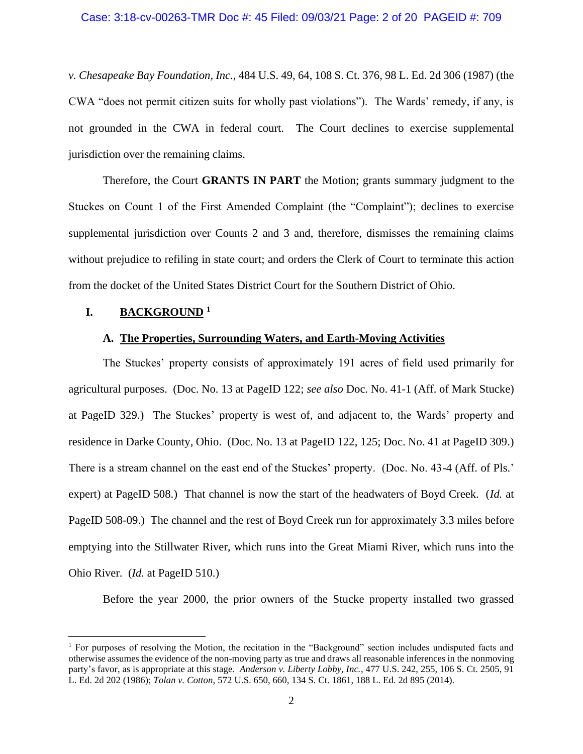*v. Chesapeake Bay Foundation, Inc.*, 484 U.S. 49, 64, 108 S. Ct. 376, 98 L. Ed. 2d 306 (1987) (the CWA "does not permit citizen suits for wholly past violations"). The Wards' remedy, if any, is not grounded in the CWA in federal court. The Court declines to exercise supplemental jurisdiction over the remaining claims.

Therefore, the Court **GRANTS IN PART** the Motion; grants summary judgment to the Stuckes on Count 1 of the First Amended Complaint (the "Complaint"); declines to exercise supplemental jurisdiction over Counts 2 and 3 and, therefore, dismisses the remaining claims without prejudice to refiling in state court; and orders the Clerk of Court to terminate this action from the docket of the United States District Court for the Southern District of Ohio.

## I. BACKGROUND [1]

### A. The Properties, Surrounding Waters, and Earth-Moving Activities

The Stuckes' property consists of approximately 191 acres of field used primarily for agricultural purposes. (Doc. No. 13 at PageID 122; *see also* Doc. No. 41-1 (Aff. of Mark Stucke) at PageID 329.) The Stuckes' property is west of, and adjacent to, the Wards' property and residence in Darke County, Ohio. (Doc. No. 13 at PageID 122, 125; Doc. No. 41 at PageID 309.) There is a stream channel on the east end of the Stuckes' property. (Doc. No. 43-4 (Aff. of Pls.' expert) at PageID 508.) That channel is now the start of the headwaters of Boyd Creek. (*Id.* at PageID 508-09.) The channel and the rest of Boyd Creek run for approximately 3.3 miles before emptying into the Stillwater River, which runs into the Great Miami River, which runs into the Ohio River. (*Id.* at PageID 510.)

Before the year 2000, the prior owners of the Stucke property installed two grassed

---

[1] For purposes of resolving the Motion, the recitation in the "Background" section includes undisputed facts and otherwise assumes the evidence of the non-moving party as true and draws all reasonable inferences in the nonmoving party's favor, as is appropriate at this stage. *Anderson v. Liberty Lobby, Inc.*, 477 U.S. 242, 255, 106 S. Ct. 2505, 91 L. Ed. 2d 202 (1986); *Tolan v. Cotton*, 572 U.S. 650, 660, 134 S. Ct. 1861, 188 L. Ed. 2d 895 (2014).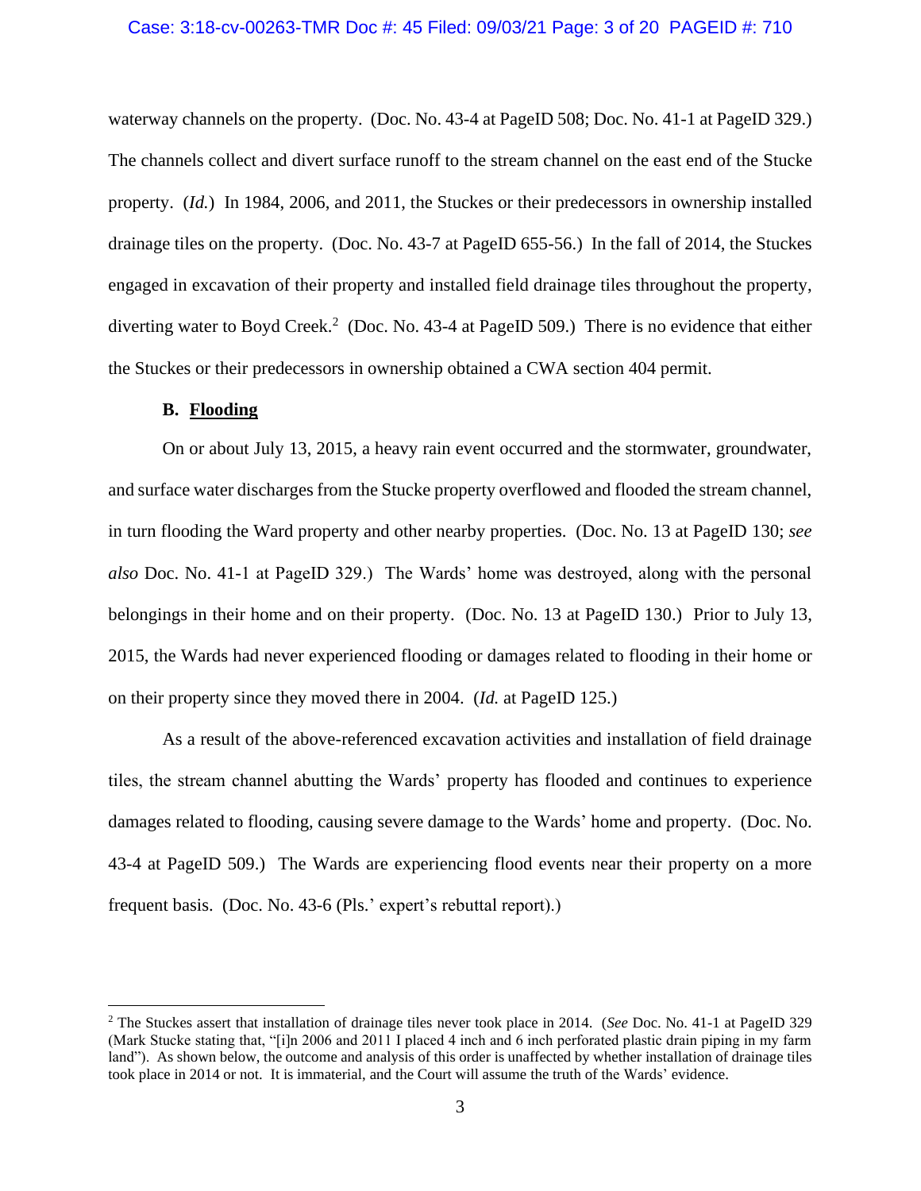waterway channels on the property. (Doc. No. 43-4 at PageID 508; Doc. No. 41-1 at PageID 329.) The channels collect and divert surface runoff to the stream channel on the east end of the Stucke property. (*Id.*) In 1984, 2006, and 2011, the Stuckes or their predecessors in ownership installed drainage tiles on the property. (Doc. No. 43-7 at PageID 655-56.) In the fall of 2014, the Stuckes engaged in excavation of their property and installed field drainage tiles throughout the property, diverting water to Boyd Creek.[2] (Doc. No. 43-4 at PageID 509.) There is no evidence that either the Stuckes or their predecessors in ownership obtained a CWA section 404 permit.

### B. Flooding

On or about July 13, 2015, a heavy rain event occurred and the stormwater, groundwater, and surface water discharges from the Stucke property overflowed and flooded the stream channel, in turn flooding the Ward property and other nearby properties. (Doc. No. 13 at PageID 130; *see also* Doc. No. 41-1 at PageID 329.) The Wards' home was destroyed, along with the personal belongings in their home and on their property. (Doc. No. 13 at PageID 130.) Prior to July 13, 2015, the Wards had never experienced flooding or damages related to flooding in their home or on their property since they moved there in 2004. (*Id.* at PageID 125.)

As a result of the above-referenced excavation activities and installation of field drainage tiles, the stream channel abutting the Wards' property has flooded and continues to experience damages related to flooding, causing severe damage to the Wards' home and property. (Doc. No. 43-4 at PageID 509.) The Wards are experiencing flood events near their property on a more frequent basis. (Doc. No. 43-6 (Pls.' expert's rebuttal report).)

---

[2] The Stuckes assert that installation of drainage tiles never took place in 2014. (*See* Doc. No. 41-1 at PageID 329 (Mark Stucke stating that, "[i]n 2006 and 2011 I placed 4 inch and 6 inch perforated plastic drain piping in my farm land"). As shown below, the outcome and analysis of this order is unaffected by whether installation of drainage tiles took place in 2014 or not. It is immaterial, and the Court will assume the truth of the Wards' evidence.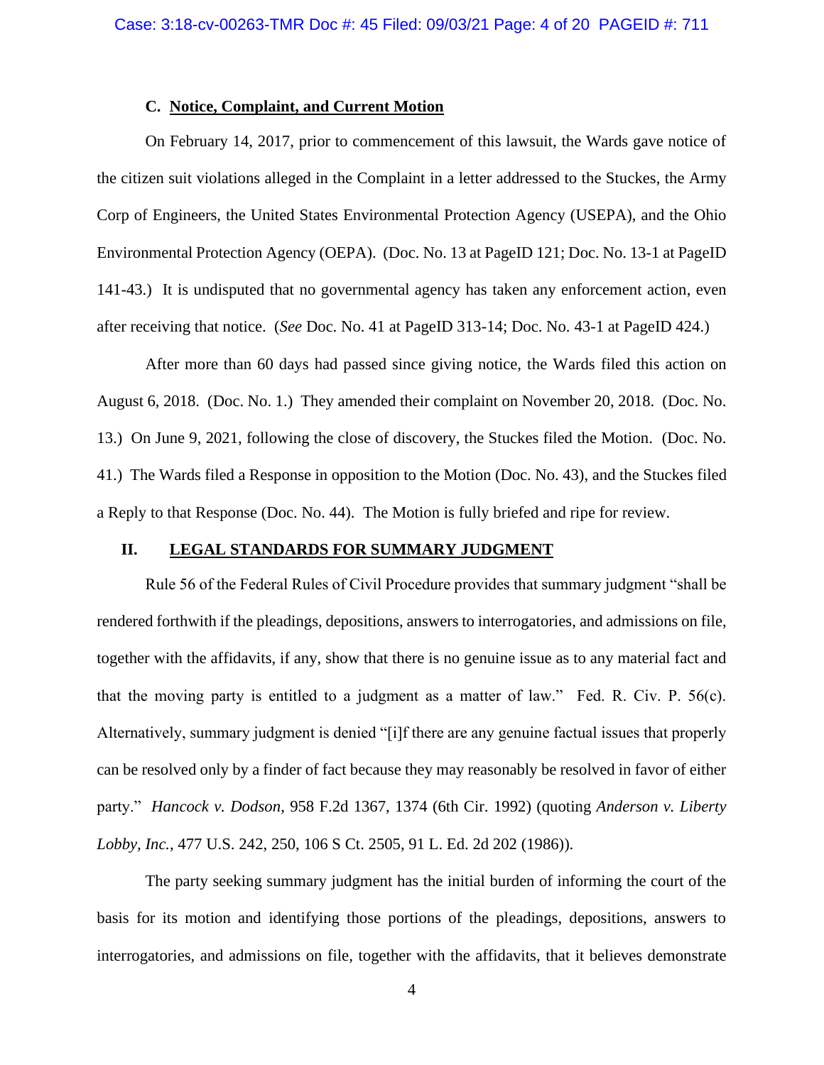### C. Notice, Complaint, and Current Motion

On February 14, 2017, prior to commencement of this lawsuit, the Wards gave notice of the citizen suit violations alleged in the Complaint in a letter addressed to the Stuckes, the Army Corp of Engineers, the United States Environmental Protection Agency (USEPA), and the Ohio Environmental Protection Agency (OEPA). (Doc. No. 13 at PageID 121; Doc. No. 13-1 at PageID 141-43.) It is undisputed that no governmental agency has taken any enforcement action, even after receiving that notice. (*See* Doc. No. 41 at PageID 313-14; Doc. No. 43-1 at PageID 424.)

After more than 60 days had passed since giving notice, the Wards filed this action on August 6, 2018. (Doc. No. 1.) They amended their complaint on November 20, 2018. (Doc. No. 13.) On June 9, 2021, following the close of discovery, the Stuckes filed the Motion. (Doc. No. 41.) The Wards filed a Response in opposition to the Motion (Doc. No. 43), and the Stuckes filed a Reply to that Response (Doc. No. 44). The Motion is fully briefed and ripe for review.

## II. LEGAL STANDARDS FOR SUMMARY JUDGMENT

Rule 56 of the Federal Rules of Civil Procedure provides that summary judgment "shall be rendered forthwith if the pleadings, depositions, answers to interrogatories, and admissions on file, together with the affidavits, if any, show that there is no genuine issue as to any material fact and that the moving party is entitled to a judgment as a matter of law." Fed. R. Civ. P. 56(c). Alternatively, summary judgment is denied "[i]f there are any genuine factual issues that properly can be resolved only by a finder of fact because they may reasonably be resolved in favor of either party." *Hancock v. Dodson*, 958 F.2d 1367, 1374 (6th Cir. 1992) (quoting *Anderson v. Liberty Lobby, Inc.*, 477 U.S. 242, 250, 106 S Ct. 2505, 91 L. Ed. 2d 202 (1986)).

The party seeking summary judgment has the initial burden of informing the court of the basis for its motion and identifying those portions of the pleadings, depositions, answers to interrogatories, and admissions on file, together with the affidavits, that it believes demonstrate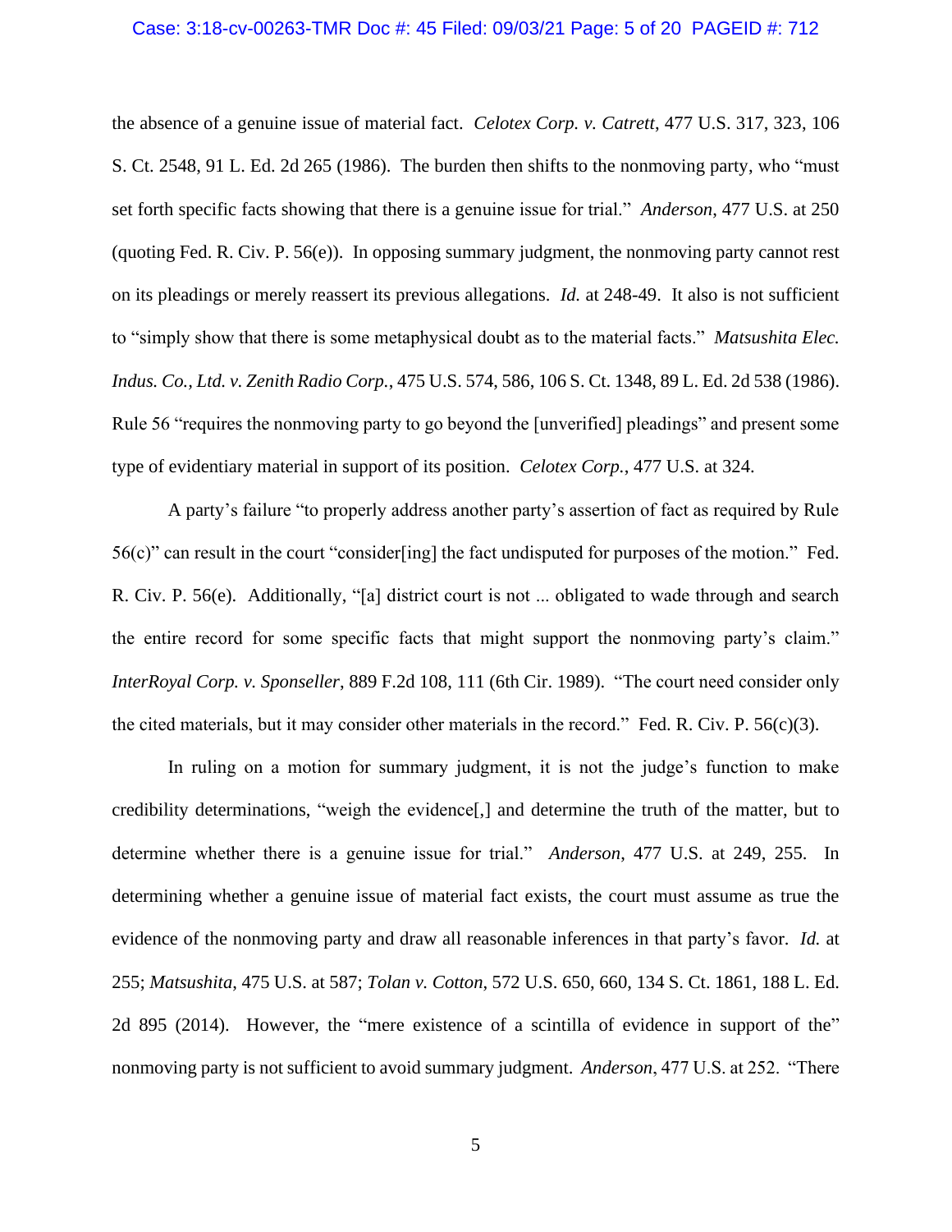the absence of a genuine issue of material fact. *Celotex Corp. v. Catrett*, 477 U.S. 317, 323, 106 S. Ct. 2548, 91 L. Ed. 2d 265 (1986). The burden then shifts to the nonmoving party, who "must set forth specific facts showing that there is a genuine issue for trial." *Anderson*, 477 U.S. at 250 (quoting Fed. R. Civ. P. 56(e)). In opposing summary judgment, the nonmoving party cannot rest on its pleadings or merely reassert its previous allegations. *Id.* at 248-49. It also is not sufficient to "simply show that there is some metaphysical doubt as to the material facts." *Matsushita Elec. Indus. Co., Ltd. v. Zenith Radio Corp.*, 475 U.S. 574, 586, 106 S. Ct. 1348, 89 L. Ed. 2d 538 (1986). Rule 56 "requires the nonmoving party to go beyond the [unverified] pleadings" and present some type of evidentiary material in support of its position. *Celotex Corp.*, 477 U.S. at 324.

A party's failure "to properly address another party's assertion of fact as required by Rule 56(c)" can result in the court "consider[ing] the fact undisputed for purposes of the motion." Fed. R. Civ. P. 56(e). Additionally, "[a] district court is not ... obligated to wade through and search the entire record for some specific facts that might support the nonmoving party's claim." *InterRoyal Corp. v. Sponseller*, 889 F.2d 108, 111 (6th Cir. 1989). "The court need consider only the cited materials, but it may consider other materials in the record." Fed. R. Civ. P. 56(c)(3).

In ruling on a motion for summary judgment, it is not the judge's function to make credibility determinations, "weigh the evidence[,] and determine the truth of the matter, but to determine whether there is a genuine issue for trial." *Anderson*, 477 U.S. at 249, 255. In determining whether a genuine issue of material fact exists, the court must assume as true the evidence of the nonmoving party and draw all reasonable inferences in that party's favor. *Id.* at 255; *Matsushita*, 475 U.S. at 587; *Tolan v. Cotton*, 572 U.S. 650, 660, 134 S. Ct. 1861, 188 L. Ed. 2d 895 (2014). However, the "mere existence of a scintilla of evidence in support of the" nonmoving party is not sufficient to avoid summary judgment. *Anderson*, 477 U.S. at 252. "There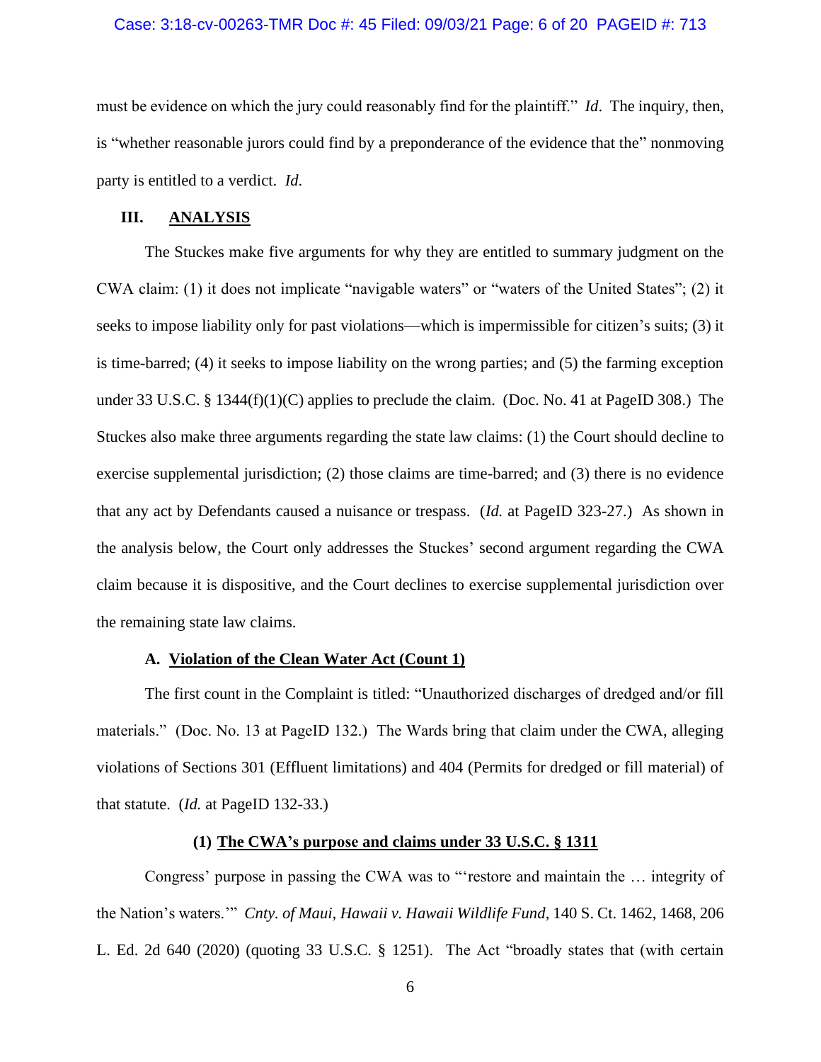must be evidence on which the jury could reasonably find for the plaintiff." *Id*. The inquiry, then, is "whether reasonable jurors could find by a preponderance of the evidence that the" nonmoving party is entitled to a verdict. *Id.*

## III. **ANALYSIS**

The Stuckes make five arguments for why they are entitled to summary judgment on the CWA claim: (1) it does not implicate "navigable waters" or "waters of the United States"; (2) it seeks to impose liability only for past violations—which is impermissible for citizen's suits; (3) it is time-barred; (4) it seeks to impose liability on the wrong parties; and (5) the farming exception under 33 U.S.C. § 1344(f)(1)(C) applies to preclude the claim. (Doc. No. 41 at PageID 308.) The Stuckes also make three arguments regarding the state law claims: (1) the Court should decline to exercise supplemental jurisdiction; (2) those claims are time-barred; and (3) there is no evidence that any act by Defendants caused a nuisance or trespass. (*Id.* at PageID 323-27.) As shown in the analysis below, the Court only addresses the Stuckes' second argument regarding the CWA claim because it is dispositive, and the Court declines to exercise supplemental jurisdiction over the remaining state law claims.

### A. **Violation of the Clean Water Act (Count 1)**

The first count in the Complaint is titled: "Unauthorized discharges of dredged and/or fill materials." (Doc. No. 13 at PageID 132.) The Wards bring that claim under the CWA, alleging violations of Sections 301 (Effluent limitations) and 404 (Permits for dredged or fill material) of that statute. (*Id.* at PageID 132-33.)

#### (1) **The CWA's purpose and claims under 33 U.S.C. § 1311**

Congress' purpose in passing the CWA was to "'restore and maintain the … integrity of the Nation's waters.'" *Cnty. of Maui, Hawaii v. Hawaii Wildlife Fund*, 140 S. Ct. 1462, 1468, 206 L. Ed. 2d 640 (2020) (quoting 33 U.S.C. § 1251). The Act "broadly states that (with certain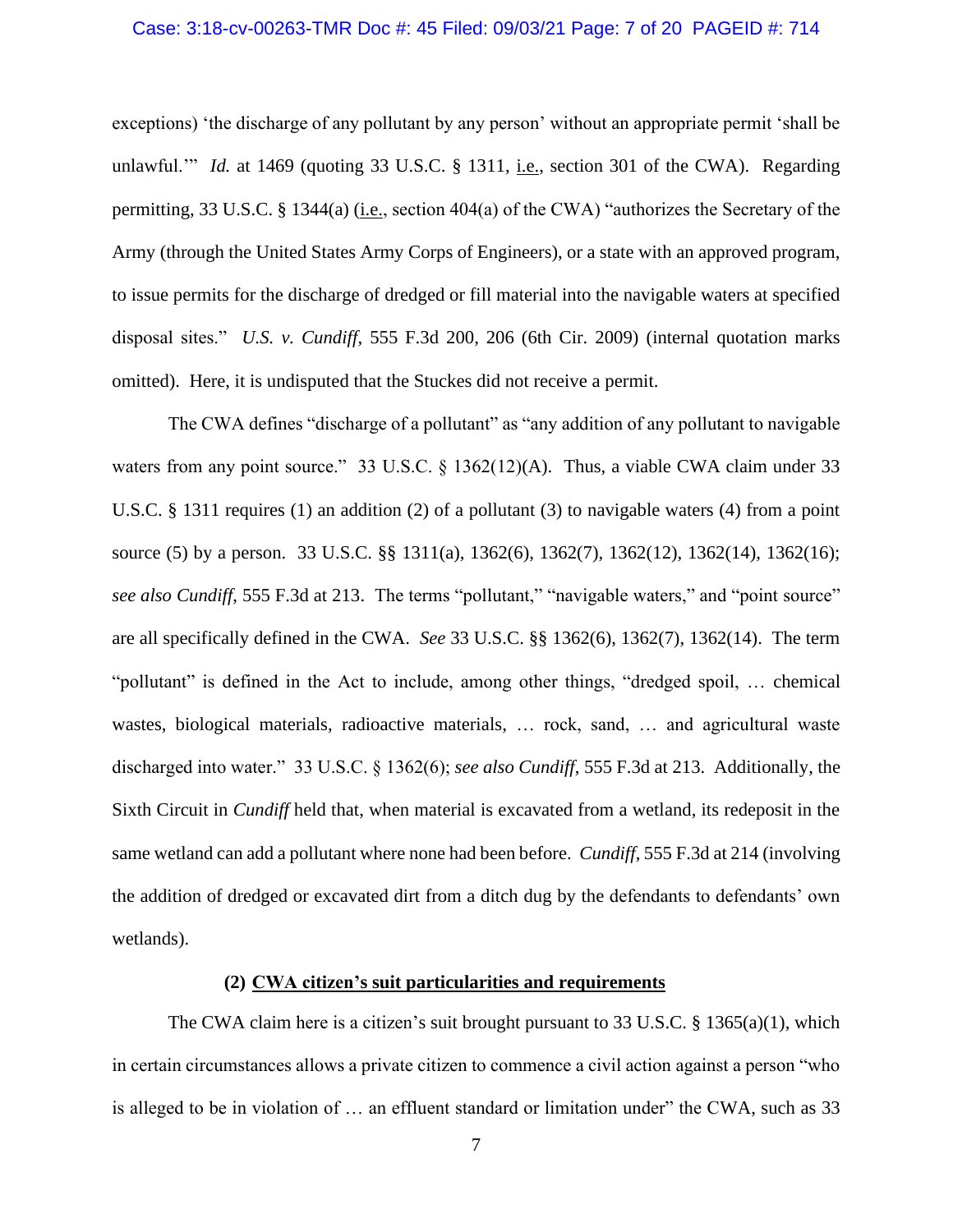exceptions) 'the discharge of any pollutant by any person' without an appropriate permit 'shall be unlawful.'" *Id.* at 1469 (quoting 33 U.S.C. § 1311, i.e., section 301 of the CWA). Regarding permitting, 33 U.S.C. § 1344(a) (i.e., section 404(a) of the CWA) "authorizes the Secretary of the Army (through the United States Army Corps of Engineers), or a state with an approved program, to issue permits for the discharge of dredged or fill material into the navigable waters at specified disposal sites." *U.S. v. Cundiff*, 555 F.3d 200, 206 (6th Cir. 2009) (internal quotation marks omitted). Here, it is undisputed that the Stuckes did not receive a permit.

The CWA defines "discharge of a pollutant" as "any addition of any pollutant to navigable waters from any point source." 33 U.S.C. § 1362(12)(A). Thus, a viable CWA claim under 33 U.S.C. § 1311 requires (1) an addition (2) of a pollutant (3) to navigable waters (4) from a point source (5) by a person. 33 U.S.C. §§ 1311(a), 1362(6), 1362(7), 1362(12), 1362(14), 1362(16); *see also Cundiff*, 555 F.3d at 213. The terms "pollutant," "navigable waters," and "point source" are all specifically defined in the CWA. *See* 33 U.S.C. §§ 1362(6), 1362(7), 1362(14). The term "pollutant" is defined in the Act to include, among other things, "dredged spoil, … chemical wastes, biological materials, radioactive materials, … rock, sand, … and agricultural waste discharged into water." 33 U.S.C. § 1362(6); *see also Cundiff*, 555 F.3d at 213. Additionally, the Sixth Circuit in *Cundiff* held that, when material is excavated from a wetland, its redeposit in the same wetland can add a pollutant where none had been before. *Cundiff*, 555 F.3d at 214 (involving the addition of dredged or excavated dirt from a ditch dug by the defendants to defendants' own wetlands).

**(2) CWA citizen's suit particularities and requirements**

The CWA claim here is a citizen's suit brought pursuant to 33 U.S.C. § 1365(a)(1), which in certain circumstances allows a private citizen to commence a civil action against a person "who is alleged to be in violation of … an effluent standard or limitation under" the CWA, such as 33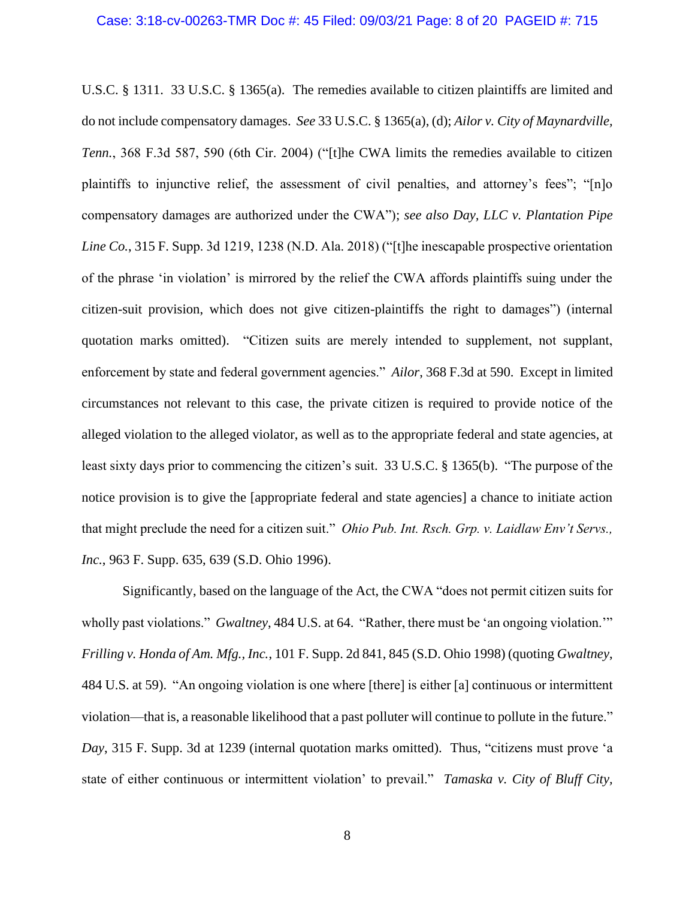U.S.C. § 1311. 33 U.S.C. § 1365(a). The remedies available to citizen plaintiffs are limited and do not include compensatory damages. *See* 33 U.S.C. § 1365(a), (d); *Ailor v. City of Maynardville, Tenn.*, 368 F.3d 587, 590 (6th Cir. 2004) ("[t]he CWA limits the remedies available to citizen plaintiffs to injunctive relief, the assessment of civil penalties, and attorney's fees"; "[n]o compensatory damages are authorized under the CWA"); *see also Day, LLC v. Plantation Pipe Line Co.*, 315 F. Supp. 3d 1219, 1238 (N.D. Ala. 2018) ("[t]he inescapable prospective orientation of the phrase 'in violation' is mirrored by the relief the CWA affords plaintiffs suing under the citizen-suit provision, which does not give citizen-plaintiffs the right to damages") (internal quotation marks omitted). "Citizen suits are merely intended to supplement, not supplant, enforcement by state and federal government agencies." *Ailor*, 368 F.3d at 590. Except in limited circumstances not relevant to this case, the private citizen is required to provide notice of the alleged violation to the alleged violator, as well as to the appropriate federal and state agencies, at least sixty days prior to commencing the citizen's suit. 33 U.S.C. § 1365(b). "The purpose of the notice provision is to give the [appropriate federal and state agencies] a chance to initiate action that might preclude the need for a citizen suit." *Ohio Pub. Int. Rsch. Grp. v. Laidlaw Env't Servs., Inc.*, 963 F. Supp. 635, 639 (S.D. Ohio 1996).

Significantly, based on the language of the Act, the CWA "does not permit citizen suits for wholly past violations." *Gwaltney*, 484 U.S. at 64. "Rather, there must be 'an ongoing violation.'" *Frilling v. Honda of Am. Mfg., Inc.*, 101 F. Supp. 2d 841, 845 (S.D. Ohio 1998) (quoting *Gwaltney*, 484 U.S. at 59). "An ongoing violation is one where [there] is either [a] continuous or intermittent violation—that is, a reasonable likelihood that a past polluter will continue to pollute in the future." *Day*, 315 F. Supp. 3d at 1239 (internal quotation marks omitted). Thus, "citizens must prove 'a state of either continuous or intermittent violation' to prevail." *Tamaska v. City of Bluff City,*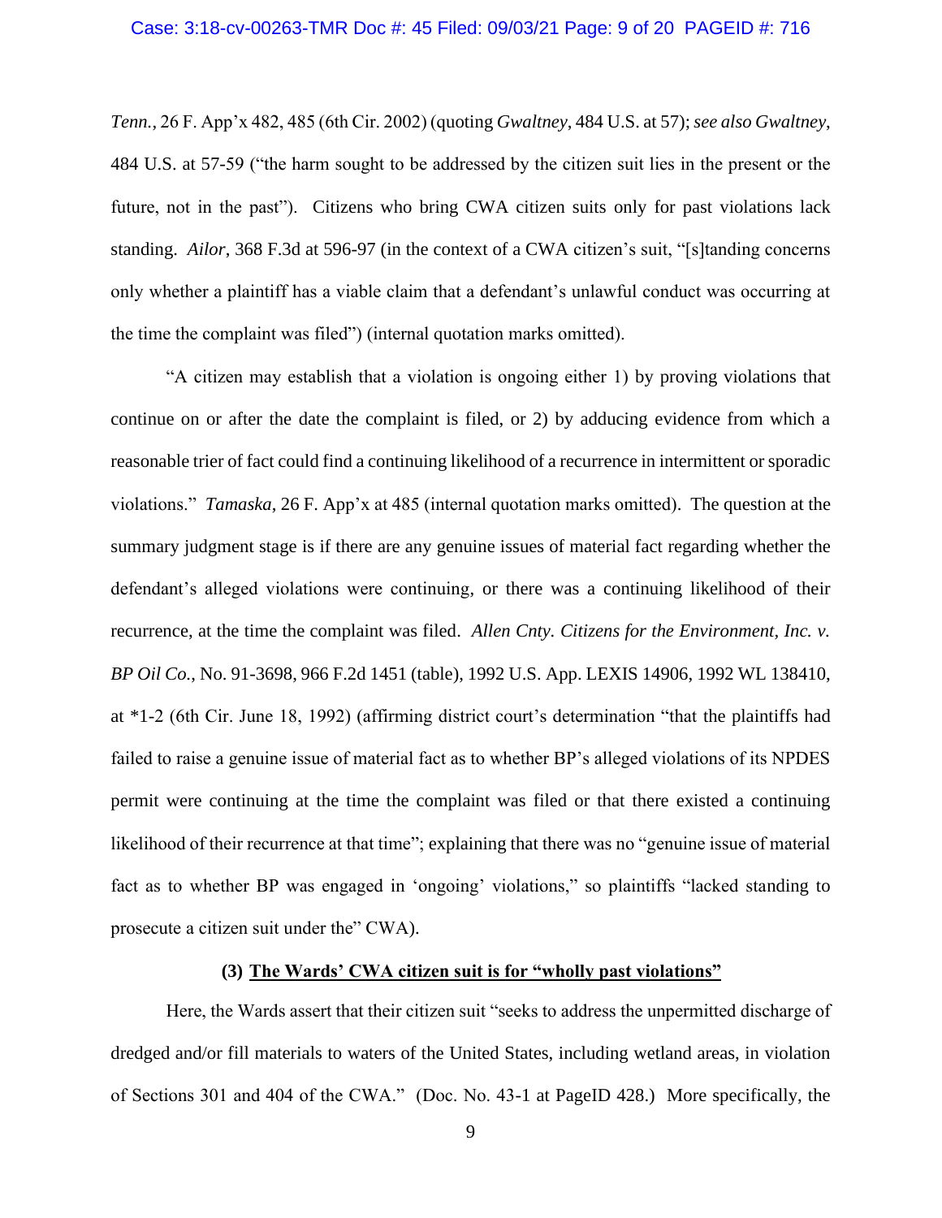*Tenn.*, 26 F. App'x 482, 485 (6th Cir. 2002) (quoting *Gwaltney*, 484 U.S. at 57); *see also Gwaltney*, 484 U.S. at 57-59 ("the harm sought to be addressed by the citizen suit lies in the present or the future, not in the past"). Citizens who bring CWA citizen suits only for past violations lack standing. *Ailor*, 368 F.3d at 596-97 (in the context of a CWA citizen's suit, "[s]tanding concerns only whether a plaintiff has a viable claim that a defendant's unlawful conduct was occurring at the time the complaint was filed") (internal quotation marks omitted).

"A citizen may establish that a violation is ongoing either 1) by proving violations that continue on or after the date the complaint is filed, or 2) by adducing evidence from which a reasonable trier of fact could find a continuing likelihood of a recurrence in intermittent or sporadic violations." *Tamaska*, 26 F. App'x at 485 (internal quotation marks omitted). The question at the summary judgment stage is if there are any genuine issues of material fact regarding whether the defendant's alleged violations were continuing, or there was a continuing likelihood of their recurrence, at the time the complaint was filed. *Allen Cnty. Citizens for the Environment, Inc. v. BP Oil Co.*, No. 91-3698, 966 F.2d 1451 (table), 1992 U.S. App. LEXIS 14906, 1992 WL 138410, at *1-2 (6th Cir. June 18, 1992) (affirming district court's determination "that the plaintiffs had failed to raise a genuine issue of material fact as to whether BP's alleged violations of its NPDES permit were continuing at the time the complaint was filed or that there existed a continuing likelihood of their recurrence at that time"; explaining that there was no "genuine issue of material fact as to whether BP was engaged in 'ongoing' violations," so plaintiffs "lacked standing to prosecute a citizen suit under the" CWA).

**(3) <u>The Wards' CWA citizen suit is for "wholly past violations"</u>**

Here, the Wards assert that their citizen suit "seeks to address the unpermitted discharge of dredged and/or fill materials to waters of the United States, including wetland areas, in violation of Sections 301 and 404 of the CWA." (Doc. No. 43-1 at PageID 428.) More specifically, the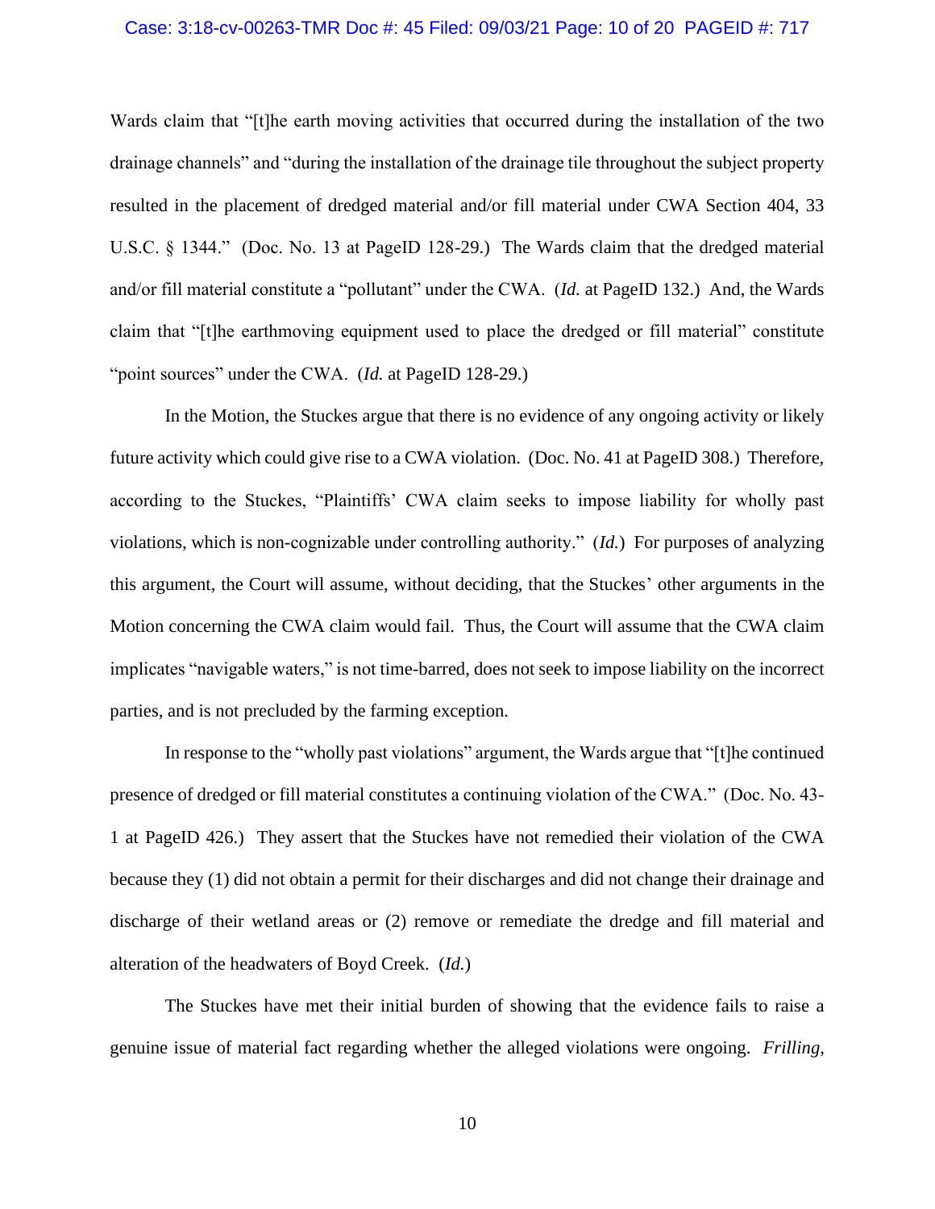Wards claim that "[t]he earth moving activities that occurred during the installation of the two drainage channels" and "during the installation of the drainage tile throughout the subject property resulted in the placement of dredged material and/or fill material under CWA Section 404, 33 U.S.C. § 1344." (Doc. No. 13 at PageID 128-29.) The Wards claim that the dredged material and/or fill material constitute a "pollutant" under the CWA. (*Id.* at PageID 132.) And, the Wards claim that "[t]he earthmoving equipment used to place the dredged or fill material" constitute "point sources" under the CWA. (*Id.* at PageID 128-29.)

In the Motion, the Stuckes argue that there is no evidence of any ongoing activity or likely future activity which could give rise to a CWA violation. (Doc. No. 41 at PageID 308.) Therefore, according to the Stuckes, "Plaintiffs' CWA claim seeks to impose liability for wholly past violations, which is non-cognizable under controlling authority." (*Id.*) For purposes of analyzing this argument, the Court will assume, without deciding, that the Stuckes' other arguments in the Motion concerning the CWA claim would fail. Thus, the Court will assume that the CWA claim implicates "navigable waters," is not time-barred, does not seek to impose liability on the incorrect parties, and is not precluded by the farming exception.

In response to the "wholly past violations" argument, the Wards argue that "[t]he continued presence of dredged or fill material constitutes a continuing violation of the CWA." (Doc. No. 43-1 at PageID 426.) They assert that the Stuckes have not remedied their violation of the CWA because they (1) did not obtain a permit for their discharges and did not change their drainage and discharge of their wetland areas or (2) remove or remediate the dredge and fill material and alteration of the headwaters of Boyd Creek. (*Id.*)

The Stuckes have met their initial burden of showing that the evidence fails to raise a genuine issue of material fact regarding whether the alleged violations were ongoing. *Frilling*,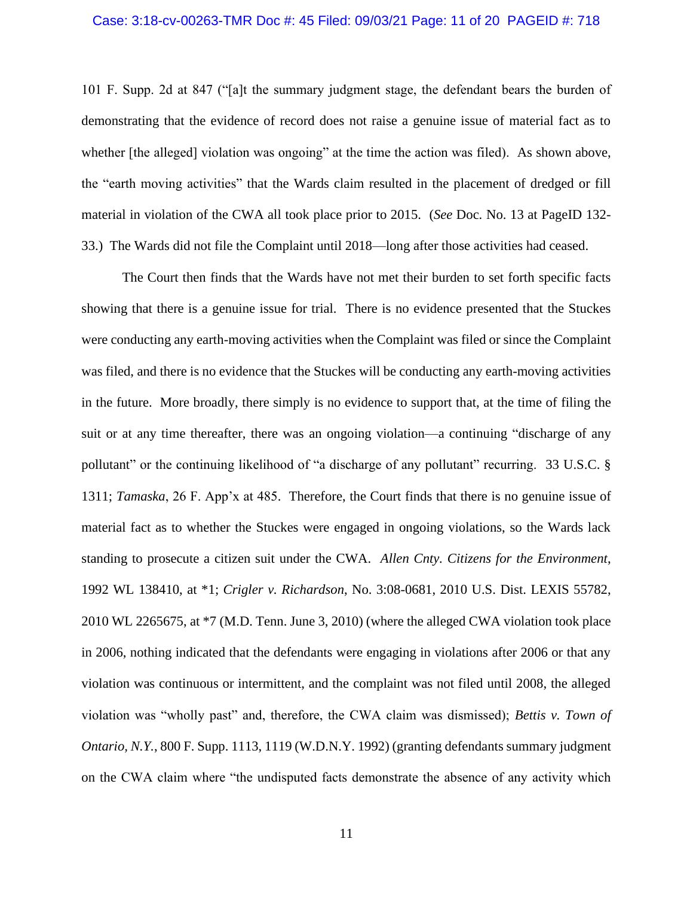101 F. Supp. 2d at 847 ("[a]t the summary judgment stage, the defendant bears the burden of demonstrating that the evidence of record does not raise a genuine issue of material fact as to whether [the alleged] violation was ongoing" at the time the action was filed). As shown above, the "earth moving activities" that the Wards claim resulted in the placement of dredged or fill material in violation of the CWA all took place prior to 2015. (*See* Doc. No. 13 at PageID 132-33.) The Wards did not file the Complaint until 2018—long after those activities had ceased.

The Court then finds that the Wards have not met their burden to set forth specific facts showing that there is a genuine issue for trial. There is no evidence presented that the Stuckes were conducting any earth-moving activities when the Complaint was filed or since the Complaint was filed, and there is no evidence that the Stuckes will be conducting any earth-moving activities in the future. More broadly, there simply is no evidence to support that, at the time of filing the suit or at any time thereafter, there was an ongoing violation—a continuing "discharge of any pollutant" or the continuing likelihood of "a discharge of any pollutant" recurring. 33 U.S.C. § 1311; *Tamaska*, 26 F. App'x at 485. Therefore, the Court finds that there is no genuine issue of material fact as to whether the Stuckes were engaged in ongoing violations, so the Wards lack standing to prosecute a citizen suit under the CWA. *Allen Cnty. Citizens for the Environment*, 1992 WL 138410, at *1; *Crigler v. Richardson*, No. 3:08-0681, 2010 U.S. Dist. LEXIS 55782, 2010 WL 2265675, at *7 (M.D. Tenn. June 3, 2010) (where the alleged CWA violation took place in 2006, nothing indicated that the defendants were engaging in violations after 2006 or that any violation was continuous or intermittent, and the complaint was not filed until 2008, the alleged violation was "wholly past" and, therefore, the CWA claim was dismissed); *Bettis v. Town of Ontario, N.Y.*, 800 F. Supp. 1113, 1119 (W.D.N.Y. 1992) (granting defendants summary judgment on the CWA claim where "the undisputed facts demonstrate the absence of any activity which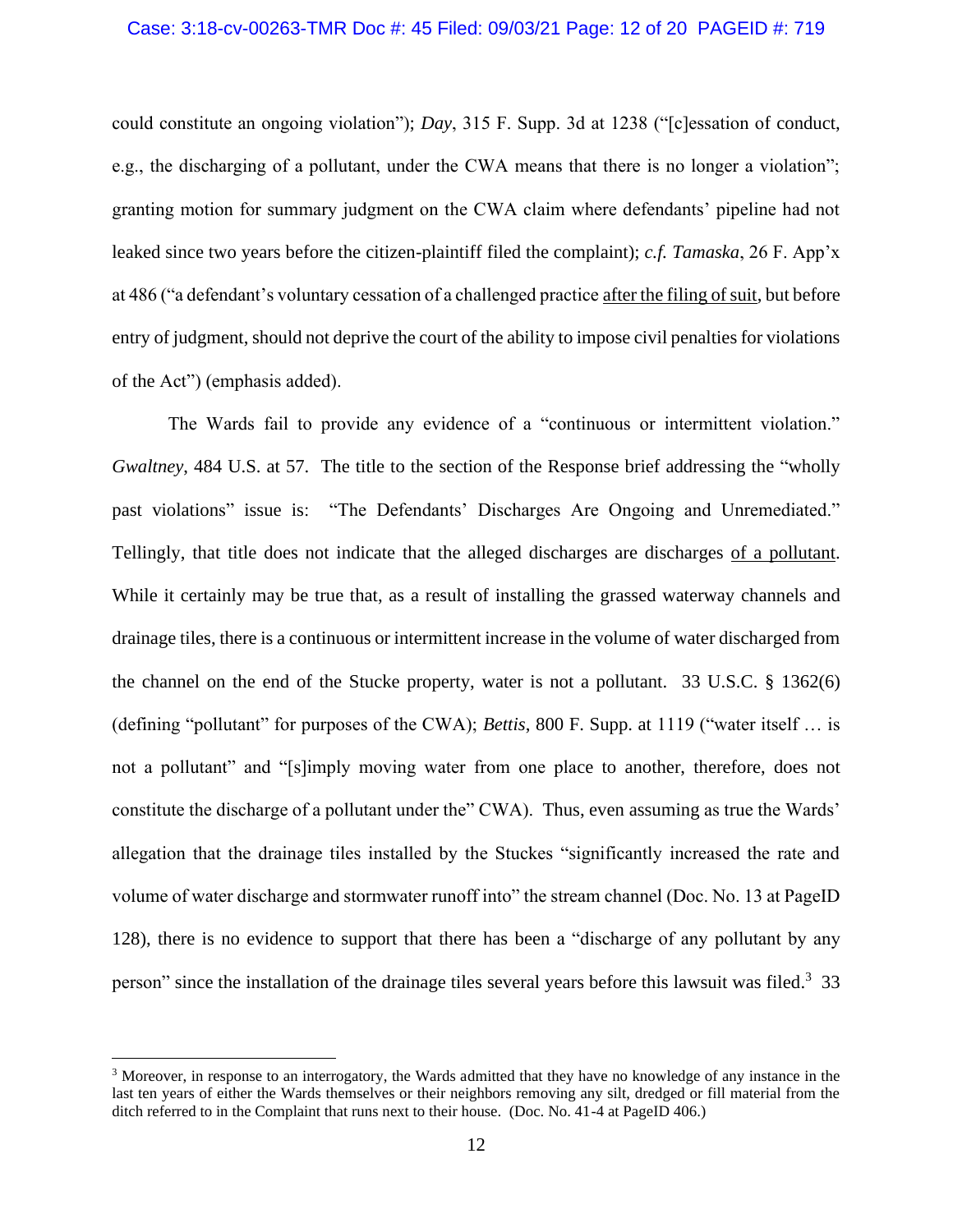could constitute an ongoing violation"); *Day*, 315 F. Supp. 3d at 1238 ("[c]essation of conduct, e.g., the discharging of a pollutant, under the CWA means that there is no longer a violation"; granting motion for summary judgment on the CWA claim where defendants' pipeline had not leaked since two years before the citizen-plaintiff filed the complaint); *c.f. Tamaska*, 26 F. App'x at 486 ("a defendant's voluntary cessation of a challenged practice <u>after the filing of suit</u>, but before entry of judgment, should not deprive the court of the ability to impose civil penalties for violations of the Act") (emphasis added).

The Wards fail to provide any evidence of a "continuous or intermittent violation." *Gwaltney*, 484 U.S. at 57. The title to the section of the Response brief addressing the "wholly past violations" issue is: "The Defendants' Discharges Are Ongoing and Unremediated." Tellingly, that title does not indicate that the alleged discharges are discharges <u>of a pollutant</u>. While it certainly may be true that, as a result of installing the grassed waterway channels and drainage tiles, there is a continuous or intermittent increase in the volume of water discharged from the channel on the end of the Stucke property, water is not a pollutant. 33 U.S.C. § 1362(6) (defining "pollutant" for purposes of the CWA); *Bettis*, 800 F. Supp. at 1119 ("water itself … is not a pollutant" and "[s]imply moving water from one place to another, therefore, does not constitute the discharge of a pollutant under the" CWA). Thus, even assuming as true the Wards' allegation that the drainage tiles installed by the Stuckes "significantly increased the rate and volume of water discharge and stormwater runoff into" the stream channel (Doc. No. 13 at PageID 128), there is no evidence to support that there has been a "discharge of any pollutant by any person" since the installation of the drainage tiles several years before this lawsuit was filed.[3] 33

[3] Moreover, in response to an interrogatory, the Wards admitted that they have no knowledge of any instance in the last ten years of either the Wards themselves or their neighbors removing any silt, dredged or fill material from the ditch referred to in the Complaint that runs next to their house. (Doc. No. 41-4 at PageID 406.)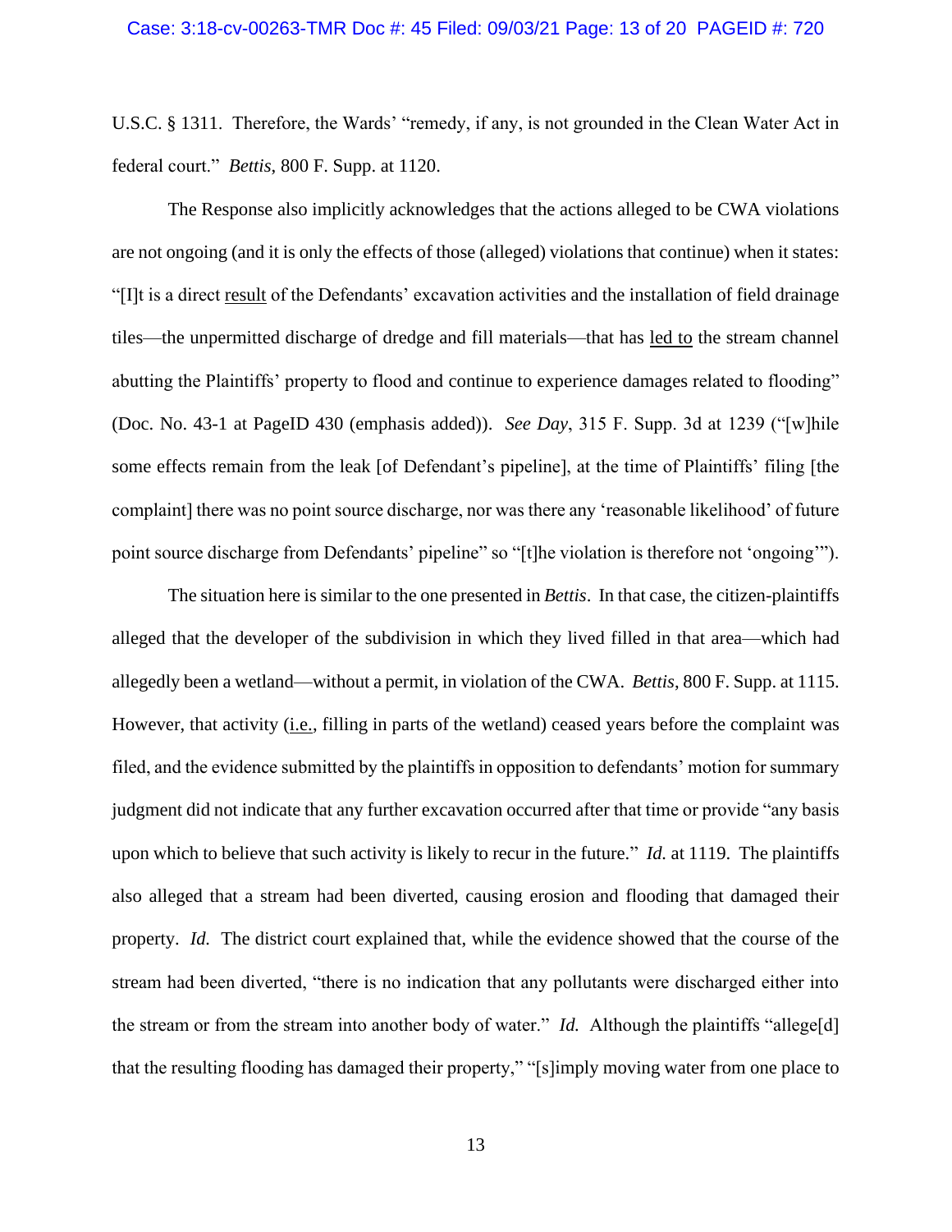U.S.C. § 1311. Therefore, the Wards' "remedy, if any, is not grounded in the Clean Water Act in federal court." *Bettis*, 800 F. Supp. at 1120.

The Response also implicitly acknowledges that the actions alleged to be CWA violations are not ongoing (and it is only the effects of those (alleged) violations that continue) when it states: "[I]t is a direct result of the Defendants' excavation activities and the installation of field drainage tiles—the unpermitted discharge of dredge and fill materials—that has led to the stream channel abutting the Plaintiffs' property to flood and continue to experience damages related to flooding" (Doc. No. 43-1 at PageID 430 (emphasis added)). *See Day*, 315 F. Supp. 3d at 1239 ("[w]hile some effects remain from the leak [of Defendant's pipeline], at the time of Plaintiffs' filing [the complaint] there was no point source discharge, nor was there any 'reasonable likelihood' of future point source discharge from Defendants' pipeline" so "[t]he violation is therefore not 'ongoing'").

The situation here is similar to the one presented in *Bettis*. In that case, the citizen-plaintiffs alleged that the developer of the subdivision in which they lived filled in that area—which had allegedly been a wetland—without a permit, in violation of the CWA. *Bettis*, 800 F. Supp. at 1115. However, that activity (i.e., filling in parts of the wetland) ceased years before the complaint was filed, and the evidence submitted by the plaintiffs in opposition to defendants' motion for summary judgment did not indicate that any further excavation occurred after that time or provide "any basis upon which to believe that such activity is likely to recur in the future." *Id.* at 1119. The plaintiffs also alleged that a stream had been diverted, causing erosion and flooding that damaged their property. *Id.* The district court explained that, while the evidence showed that the course of the stream had been diverted, "there is no indication that any pollutants were discharged either into the stream or from the stream into another body of water." *Id.* Although the plaintiffs "allege[d] that the resulting flooding has damaged their property," "[s]imply moving water from one place to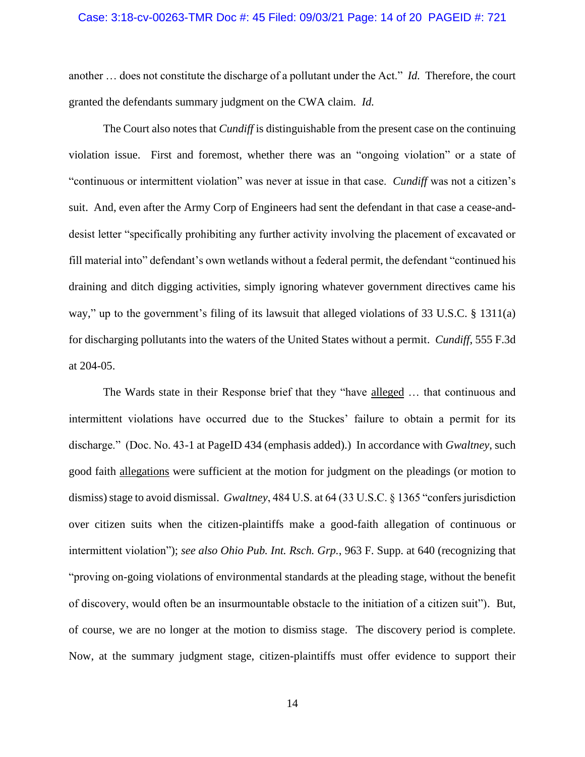another … does not constitute the discharge of a pollutant under the Act." *Id.* Therefore, the court granted the defendants summary judgment on the CWA claim. *Id.*

The Court also notes that *Cundiff* is distinguishable from the present case on the continuing violation issue. First and foremost, whether there was an "ongoing violation" or a state of "continuous or intermittent violation" was never at issue in that case. *Cundiff* was not a citizen's suit. And, even after the Army Corp of Engineers had sent the defendant in that case a cease-and-desist letter "specifically prohibiting any further activity involving the placement of excavated or fill material into" defendant's own wetlands without a federal permit, the defendant "continued his draining and ditch digging activities, simply ignoring whatever government directives came his way," up to the government's filing of its lawsuit that alleged violations of 33 U.S.C. § 1311(a) for discharging pollutants into the waters of the United States without a permit. *Cundiff*, 555 F.3d at 204-05.

The Wards state in their Response brief that they "have <u>alleged</u> … that continuous and intermittent violations have occurred due to the Stuckes' failure to obtain a permit for its discharge." (Doc. No. 43-1 at PageID 434 (emphasis added).) In accordance with *Gwaltney*, such good faith <u>allegations</u> were sufficient at the motion for judgment on the pleadings (or motion to dismiss) stage to avoid dismissal. *Gwaltney*, 484 U.S. at 64 (33 U.S.C. § 1365 "confers jurisdiction over citizen suits when the citizen-plaintiffs make a good-faith allegation of continuous or intermittent violation"); *see also Ohio Pub. Int. Rsch. Grp.*, 963 F. Supp. at 640 (recognizing that "proving on-going violations of environmental standards at the pleading stage, without the benefit of discovery, would often be an insurmountable obstacle to the initiation of a citizen suit"). But, of course, we are no longer at the motion to dismiss stage. The discovery period is complete. Now, at the summary judgment stage, citizen-plaintiffs must offer evidence to support their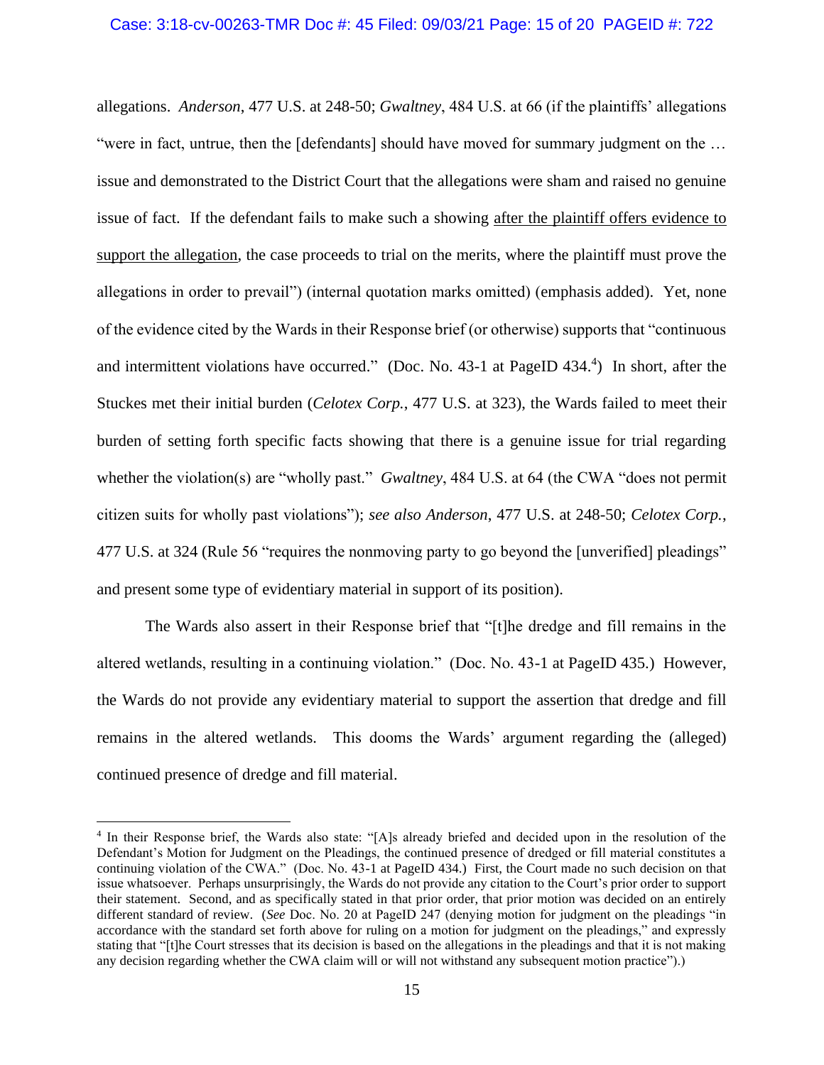allegations. *Anderson*, 477 U.S. at 248-50; *Gwaltney*, 484 U.S. at 66 (if the plaintiffs' allegations "were in fact, untrue, then the [defendants] should have moved for summary judgment on the … issue and demonstrated to the District Court that the allegations were sham and raised no genuine issue of fact. If the defendant fails to make such a showing <u>after the plaintiff offers evidence to support the allegation</u>, the case proceeds to trial on the merits, where the plaintiff must prove the allegations in order to prevail") (internal quotation marks omitted) (emphasis added). Yet, none of the evidence cited by the Wards in their Response brief (or otherwise) supports that "continuous and intermittent violations have occurred." (Doc. No. 43-1 at PageID 434.[4]) In short, after the Stuckes met their initial burden (*Celotex Corp.*, 477 U.S. at 323), the Wards failed to meet their burden of setting forth specific facts showing that there is a genuine issue for trial regarding whether the violation(s) are "wholly past." *Gwaltney*, 484 U.S. at 64 (the CWA "does not permit citizen suits for wholly past violations"); *see also Anderson*, 477 U.S. at 248-50; *Celotex Corp.*, 477 U.S. at 324 (Rule 56 "requires the nonmoving party to go beyond the [unverified] pleadings" and present some type of evidentiary material in support of its position).

The Wards also assert in their Response brief that "[t]he dredge and fill remains in the altered wetlands, resulting in a continuing violation." (Doc. No. 43-1 at PageID 435.) However, the Wards do not provide any evidentiary material to support the assertion that dredge and fill remains in the altered wetlands. This dooms the Wards' argument regarding the (alleged) continued presence of dredge and fill material.

---

[4] In their Response brief, the Wards also state: "[A]s already briefed and decided upon in the resolution of the Defendant's Motion for Judgment on the Pleadings, the continued presence of dredged or fill material constitutes a continuing violation of the CWA." (Doc. No. 43-1 at PageID 434.) First, the Court made no such decision on that issue whatsoever. Perhaps unsurprisingly, the Wards do not provide any citation to the Court's prior order to support their statement. Second, and as specifically stated in that prior order, that prior motion was decided on an entirely different standard of review. (*See* Doc. No. 20 at PageID 247 (denying motion for judgment on the pleadings "in accordance with the standard set forth above for ruling on a motion for judgment on the pleadings," and expressly stating that "[t]he Court stresses that its decision is based on the allegations in the pleadings and that it is not making any decision regarding whether the CWA claim will or will not withstand any subsequent motion practice").)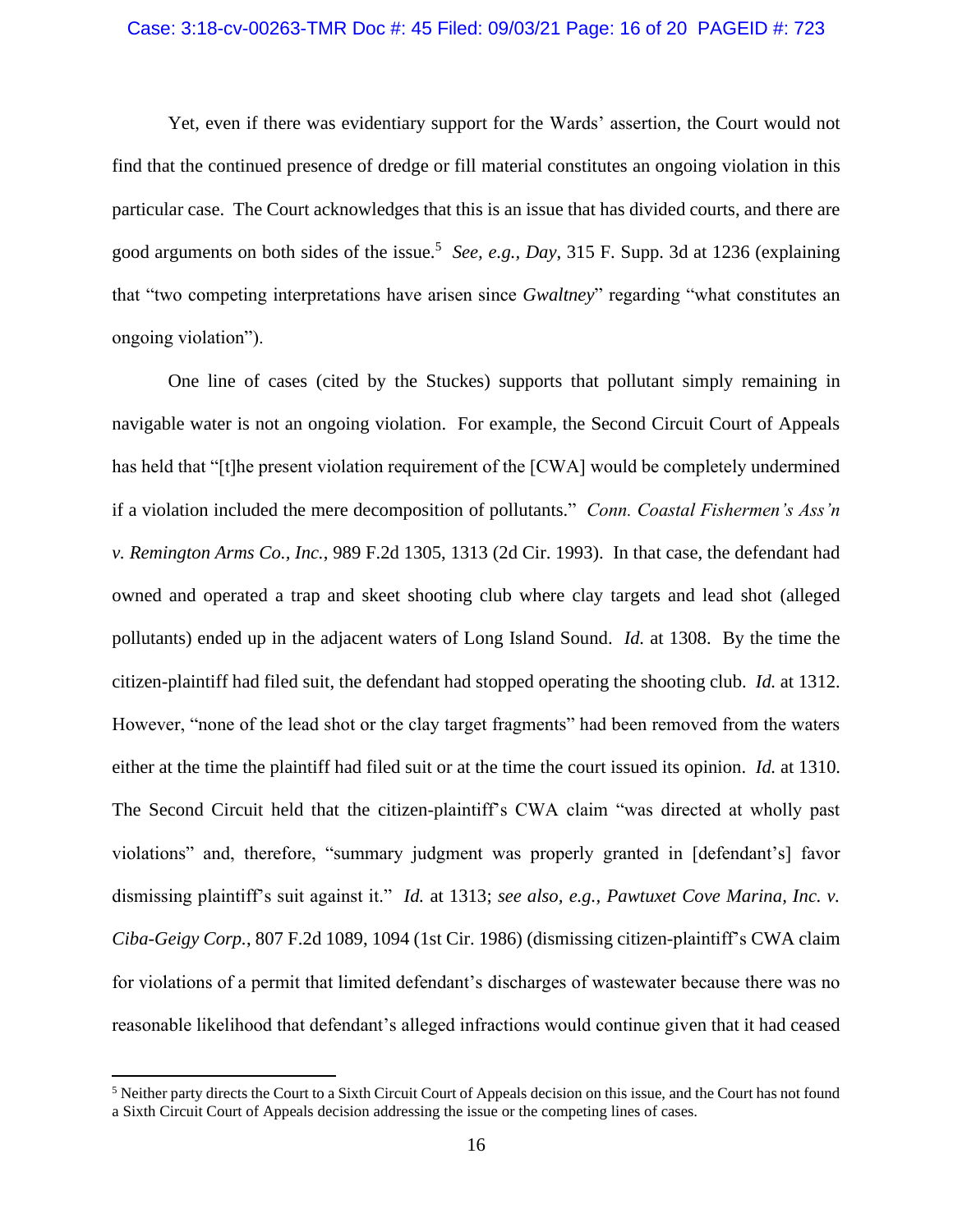Yet, even if there was evidentiary support for the Wards' assertion, the Court would not find that the continued presence of dredge or fill material constitutes an ongoing violation in this particular case. The Court acknowledges that this is an issue that has divided courts, and there are good arguments on both sides of the issue.[5] *See, e.g.*, *Day*, 315 F. Supp. 3d at 1236 (explaining that "two competing interpretations have arisen since *Gwaltney*" regarding "what constitutes an ongoing violation").

One line of cases (cited by the Stuckes) supports that pollutant simply remaining in navigable water is not an ongoing violation. For example, the Second Circuit Court of Appeals has held that "[t]he present violation requirement of the [CWA] would be completely undermined if a violation included the mere decomposition of pollutants." *Conn. Coastal Fishermen's Ass'n v. Remington Arms Co., Inc.*, 989 F.2d 1305, 1313 (2d Cir. 1993). In that case, the defendant had owned and operated a trap and skeet shooting club where clay targets and lead shot (alleged pollutants) ended up in the adjacent waters of Long Island Sound. *Id.* at 1308. By the time the citizen-plaintiff had filed suit, the defendant had stopped operating the shooting club. *Id.* at 1312. However, "none of the lead shot or the clay target fragments" had been removed from the waters either at the time the plaintiff had filed suit or at the time the court issued its opinion. *Id.* at 1310. The Second Circuit held that the citizen-plaintiff's CWA claim "was directed at wholly past violations" and, therefore, "summary judgment was properly granted in [defendant's] favor dismissing plaintiff's suit against it." *Id.* at 1313; *see also, e.g.*, *Pawtuxet Cove Marina, Inc. v. Ciba-Geigy Corp.*, 807 F.2d 1089, 1094 (1st Cir. 1986) (dismissing citizen-plaintiff's CWA claim for violations of a permit that limited defendant's discharges of wastewater because there was no reasonable likelihood that defendant's alleged infractions would continue given that it had ceased

---

[5] Neither party directs the Court to a Sixth Circuit Court of Appeals decision on this issue, and the Court has not found a Sixth Circuit Court of Appeals decision addressing the issue or the competing lines of cases.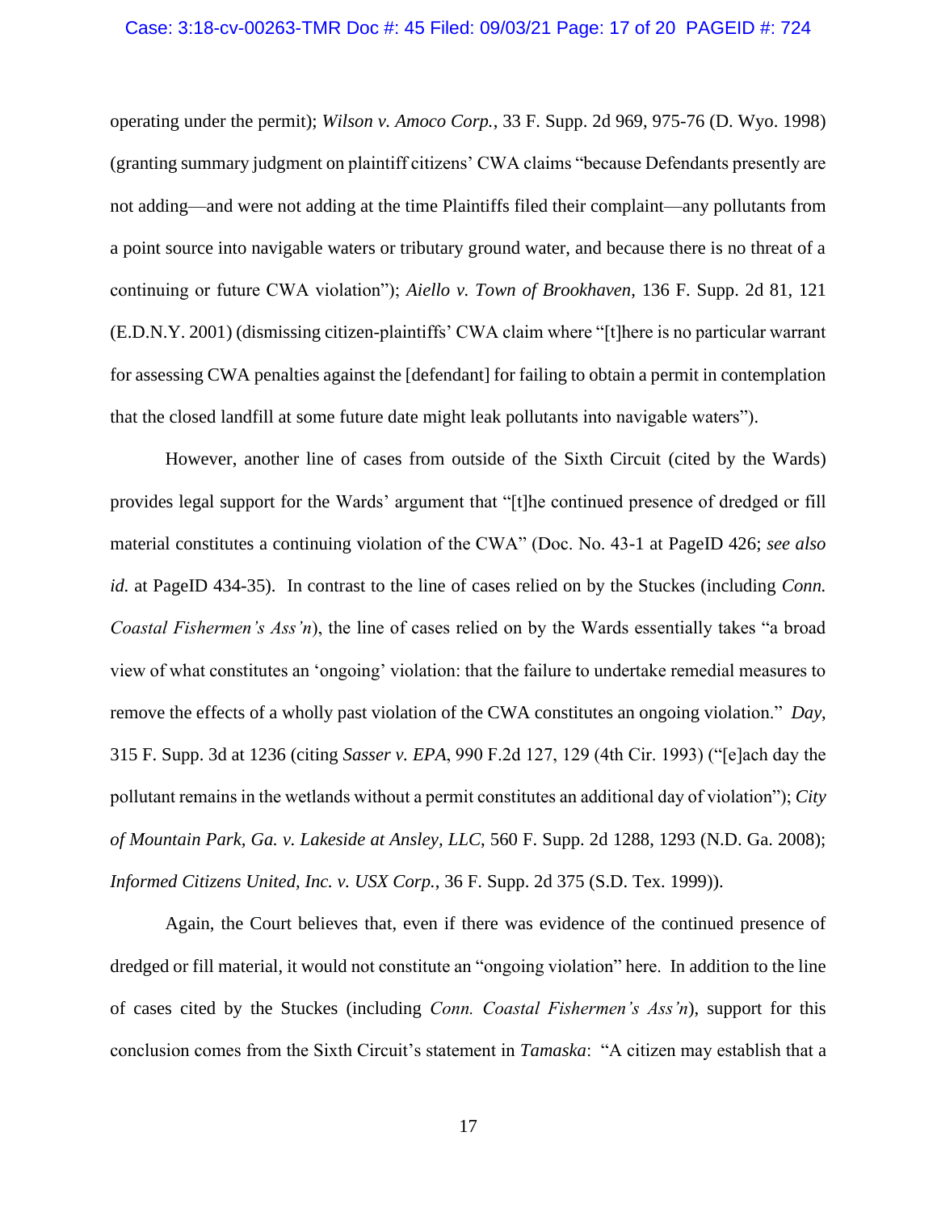operating under the permit); *Wilson v. Amoco Corp.*, 33 F. Supp. 2d 969, 975-76 (D. Wyo. 1998) (granting summary judgment on plaintiff citizens' CWA claims "because Defendants presently are not adding—and were not adding at the time Plaintiffs filed their complaint—any pollutants from a point source into navigable waters or tributary ground water, and because there is no threat of a continuing or future CWA violation"); *Aiello v. Town of Brookhaven*, 136 F. Supp. 2d 81, 121 (E.D.N.Y. 2001) (dismissing citizen-plaintiffs' CWA claim where "[t]here is no particular warrant for assessing CWA penalties against the [defendant] for failing to obtain a permit in contemplation that the closed landfill at some future date might leak pollutants into navigable waters").

However, another line of cases from outside of the Sixth Circuit (cited by the Wards) provides legal support for the Wards' argument that "[t]he continued presence of dredged or fill material constitutes a continuing violation of the CWA" (Doc. No. 43-1 at PageID 426; *see also id.* at PageID 434-35). In contrast to the line of cases relied on by the Stuckes (including *Conn. Coastal Fishermen's Ass'n*), the line of cases relied on by the Wards essentially takes "a broad view of what constitutes an 'ongoing' violation: that the failure to undertake remedial measures to remove the effects of a wholly past violation of the CWA constitutes an ongoing violation." *Day*, 315 F. Supp. 3d at 1236 (citing *Sasser v. EPA*, 990 F.2d 127, 129 (4th Cir. 1993) ("[e]ach day the pollutant remains in the wetlands without a permit constitutes an additional day of violation"); *City of Mountain Park, Ga. v. Lakeside at Ansley, LLC*, 560 F. Supp. 2d 1288, 1293 (N.D. Ga. 2008); *Informed Citizens United, Inc. v. USX Corp.*, 36 F. Supp. 2d 375 (S.D. Tex. 1999)).

Again, the Court believes that, even if there was evidence of the continued presence of dredged or fill material, it would not constitute an "ongoing violation" here. In addition to the line of cases cited by the Stuckes (including *Conn. Coastal Fishermen's Ass'n*), support for this conclusion comes from the Sixth Circuit's statement in *Tamaska*: "A citizen may establish that a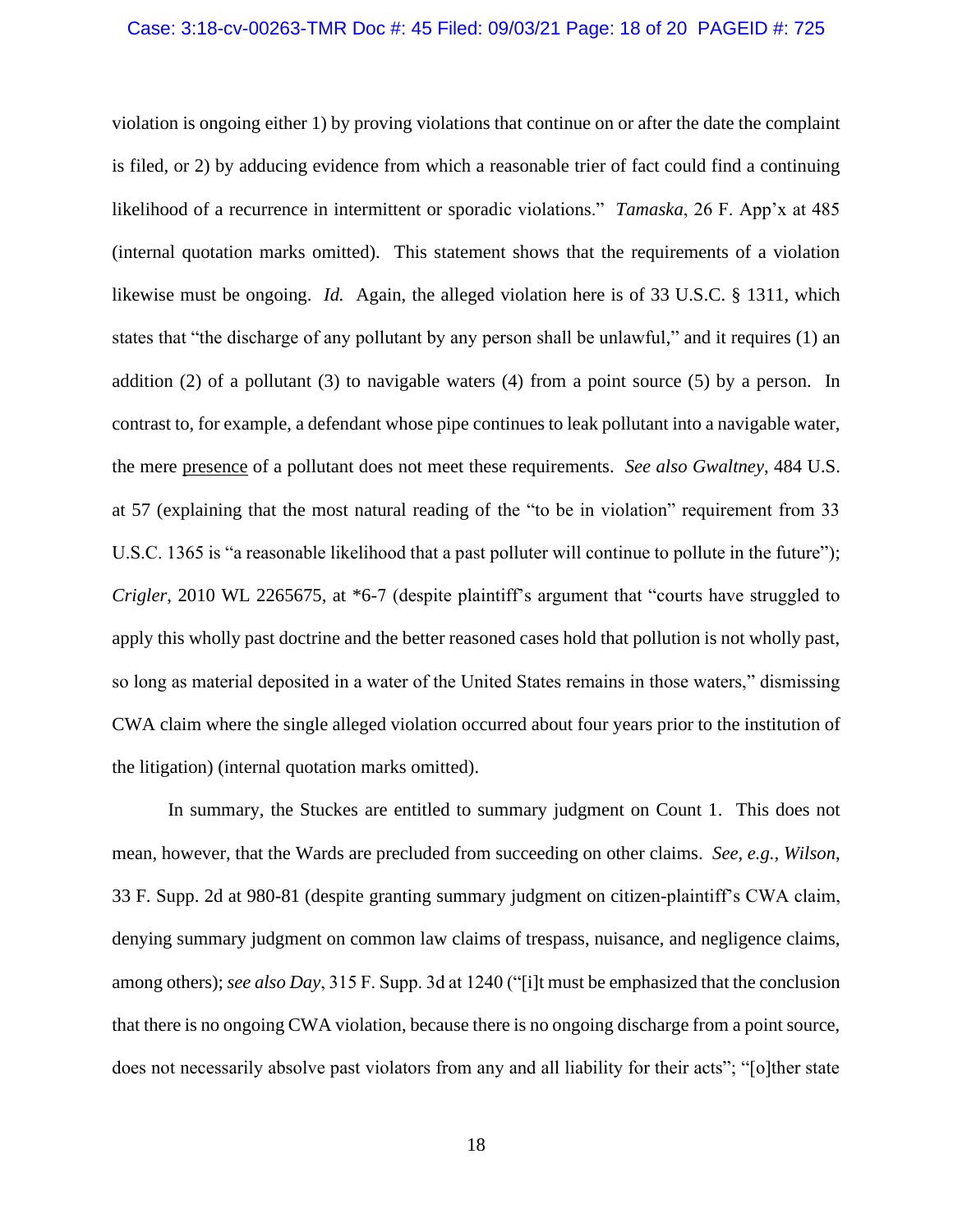violation is ongoing either 1) by proving violations that continue on or after the date the complaint is filed, or 2) by adducing evidence from which a reasonable trier of fact could find a continuing likelihood of a recurrence in intermittent or sporadic violations." *Tamaska*, 26 F. App'x at 485 (internal quotation marks omitted). This statement shows that the requirements of a violation likewise must be ongoing. *Id.* Again, the alleged violation here is of 33 U.S.C. § 1311, which states that "the discharge of any pollutant by any person shall be unlawful," and it requires (1) an addition (2) of a pollutant (3) to navigable waters (4) from a point source (5) by a person. In contrast to, for example, a defendant whose pipe continues to leak pollutant into a navigable water, the mere <u>presence</u> of a pollutant does not meet these requirements. *See also Gwaltney*, 484 U.S. at 57 (explaining that the most natural reading of the "to be in violation" requirement from 33 U.S.C. 1365 is "a reasonable likelihood that a past polluter will continue to pollute in the future"); *Crigler*, 2010 WL 2265675, at \*6-7 (despite plaintiff's argument that "courts have struggled to apply this wholly past doctrine and the better reasoned cases hold that pollution is not wholly past, so long as material deposited in a water of the United States remains in those waters," dismissing CWA claim where the single alleged violation occurred about four years prior to the institution of the litigation) (internal quotation marks omitted).

In summary, the Stuckes are entitled to summary judgment on Count 1. This does not mean, however, that the Wards are precluded from succeeding on other claims. *See, e.g., Wilson*, 33 F. Supp. 2d at 980-81 (despite granting summary judgment on citizen-plaintiff's CWA claim, denying summary judgment on common law claims of trespass, nuisance, and negligence claims, among others); *see also Day*, 315 F. Supp. 3d at 1240 ("[i]t must be emphasized that the conclusion that there is no ongoing CWA violation, because there is no ongoing discharge from a point source, does not necessarily absolve past violators from any and all liability for their acts"; "[o]ther state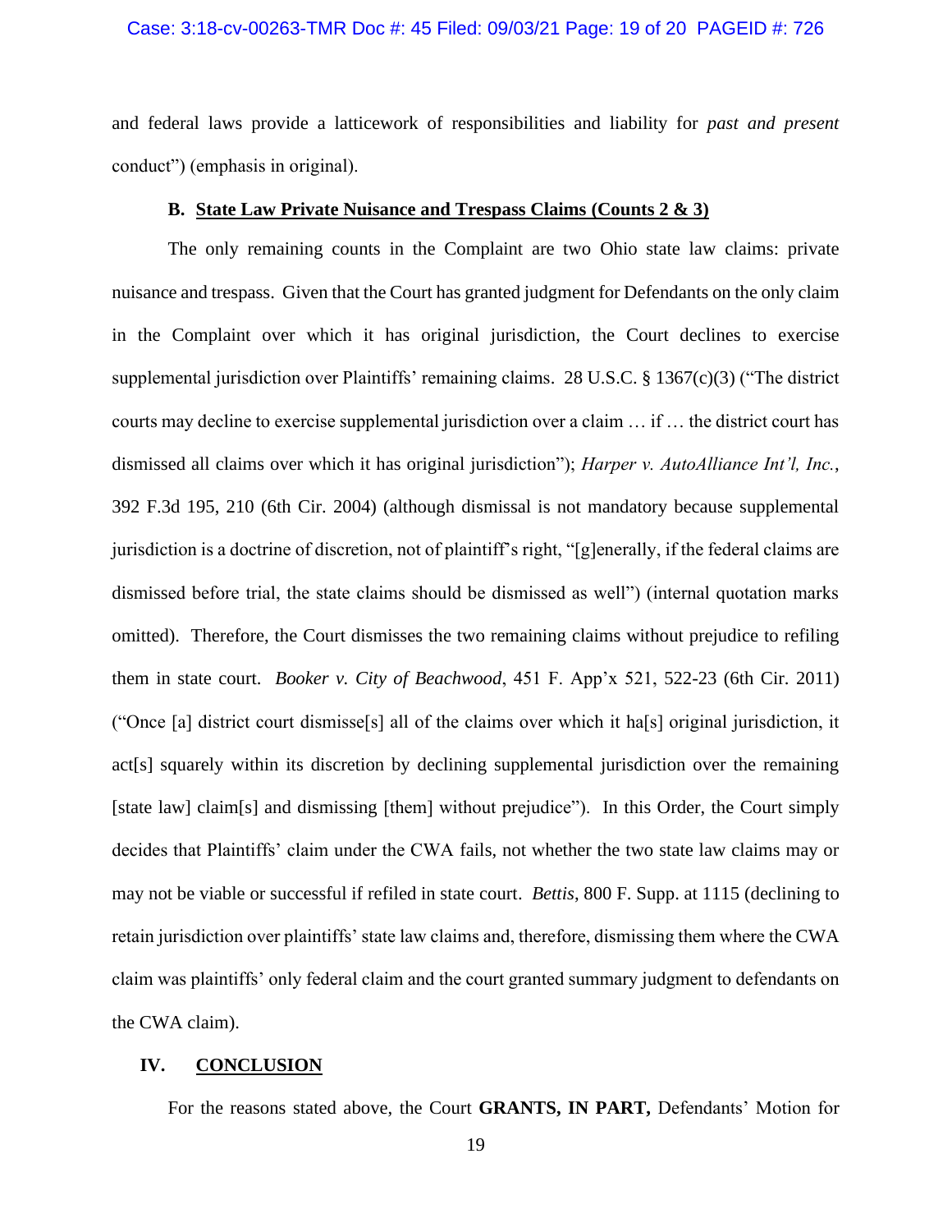and federal laws provide a latticework of responsibilities and liability for *past and present* conduct") (emphasis in original).

### B. State Law Private Nuisance and Trespass Claims (Counts 2 & 3)

The only remaining counts in the Complaint are two Ohio state law claims: private nuisance and trespass. Given that the Court has granted judgment for Defendants on the only claim in the Complaint over which it has original jurisdiction, the Court declines to exercise supplemental jurisdiction over Plaintiffs' remaining claims. 28 U.S.C. § 1367(c)(3) ("The district courts may decline to exercise supplemental jurisdiction over a claim … if … the district court has dismissed all claims over which it has original jurisdiction"); *Harper v. AutoAlliance Int'l, Inc.*, 392 F.3d 195, 210 (6th Cir. 2004) (although dismissal is not mandatory because supplemental jurisdiction is a doctrine of discretion, not of plaintiff's right, "[g]enerally, if the federal claims are dismissed before trial, the state claims should be dismissed as well") (internal quotation marks omitted). Therefore, the Court dismisses the two remaining claims without prejudice to refiling them in state court. *Booker v. City of Beachwood*, 451 F. App'x 521, 522-23 (6th Cir. 2011) ("Once [a] district court dismisse[s] all of the claims over which it ha[s] original jurisdiction, it act[s] squarely within its discretion by declining supplemental jurisdiction over the remaining [state law] claim[s] and dismissing [them] without prejudice"). In this Order, the Court simply decides that Plaintiffs' claim under the CWA fails, not whether the two state law claims may or may not be viable or successful if refiled in state court. *Bettis*, 800 F. Supp. at 1115 (declining to retain jurisdiction over plaintiffs' state law claims and, therefore, dismissing them where the CWA claim was plaintiffs' only federal claim and the court granted summary judgment to defendants on the CWA claim).

## IV. CONCLUSION

For the reasons stated above, the Court **GRANTS, IN PART,** Defendants' Motion for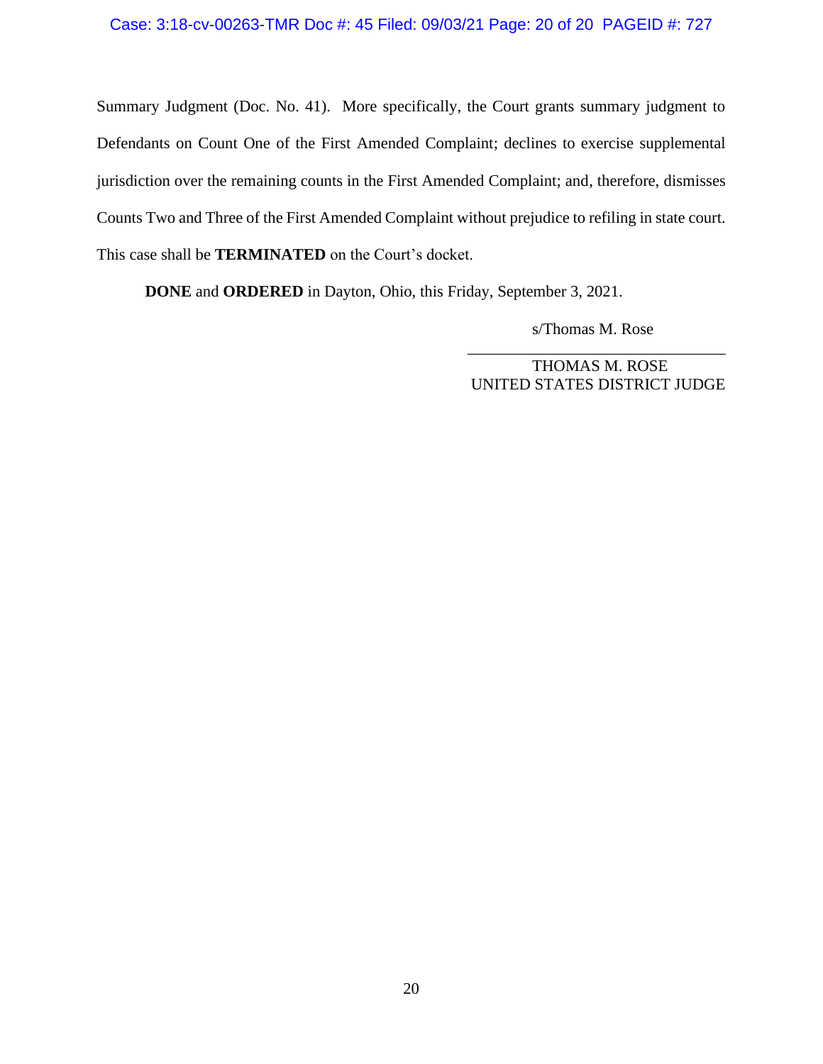Summary Judgment (Doc. No. 41). More specifically, the Court grants summary judgment to Defendants on Count One of the First Amended Complaint; declines to exercise supplemental jurisdiction over the remaining counts in the First Amended Complaint; and, therefore, dismisses Counts Two and Three of the First Amended Complaint without prejudice to refiling in state court. This case shall be **TERMINATED** on the Court's docket.

**DONE** and **ORDERED** in Dayton, Ohio, this Friday, September 3, 2021.

s/Thomas M. Rose

THOMAS M. ROSE
UNITED STATES DISTRICT JUDGE